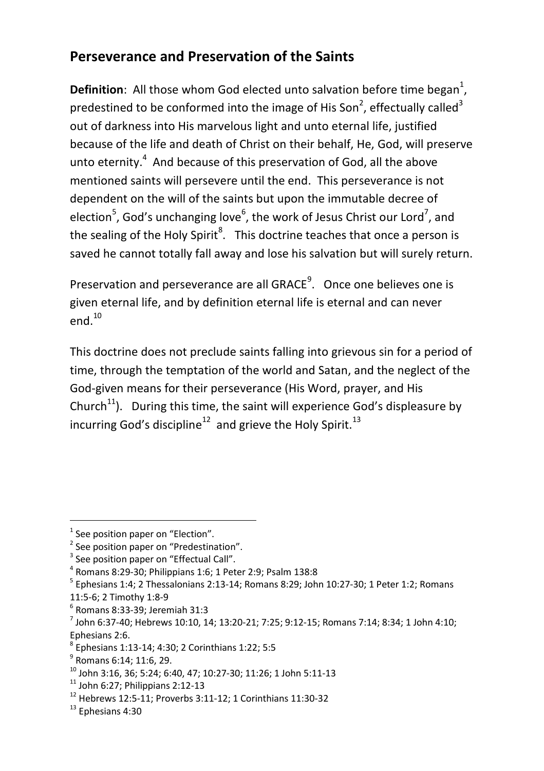## Perseverance and Preservation of the Saints

**Definition**: All those whom God elected unto salvation before time began[1], predestined to be conformed into the image of His Son[2], effectually called[3] out of darkness into His marvelous light and unto eternal life, justified because of the life and death of Christ on their behalf, He, God, will preserve unto eternity.[4] And because of this preservation of God, all the above mentioned saints will persevere until the end. This perseverance is not dependent on the will of the saints but upon the immutable decree of election[5], God's unchanging love[6], the work of Jesus Christ our Lord[7], and the sealing of the Holy Spirit[8]. This doctrine teaches that once a person is saved he cannot totally fall away and lose his salvation but will surely return.

Preservation and perseverance are all GRACE[9]. Once one believes one is given eternal life, and by definition eternal life is eternal and can never end.[10]

This doctrine does not preclude saints falling into grievous sin for a period of time, through the temptation of the world and Satan, and the neglect of the God-given means for their perseverance (His Word, prayer, and His Church[11]). During this time, the saint will experience God's displeasure by incurring God's discipline[12] and grieve the Holy Spirit.[13]

---

[1] See position paper on "Election".
[2] See position paper on "Predestination".
[3] See position paper on "Effectual Call".
[4] Romans 8:29-30; Philippians 1:6; 1 Peter 2:9; Psalm 138:8
[5] Ephesians 1:4; 2 Thessalonians 2:13-14; Romans 8:29; John 10:27-30; 1 Peter 1:2; Romans 11:5-6; 2 Timothy 1:8-9
[6] Romans 8:33-39; Jeremiah 31:3
[7] John 6:37-40; Hebrews 10:10, 14; 13:20-21; 7:25; 9:12-15; Romans 7:14; 8:34; 1 John 4:10; Ephesians 2:6.
[8] Ephesians 1:13-14; 4:30; 2 Corinthians 1:22; 5:5
[9] Romans 6:14; 11:6, 29.
[10] John 3:16, 36; 5:24; 6:40, 47; 10:27-30; 11:26; 1 John 5:11-13
[11] John 6:27; Philippians 2:12-13
[12] Hebrews 12:5-11; Proverbs 3:11-12; 1 Corinthians 11:30-32
[13] Ephesians 4:30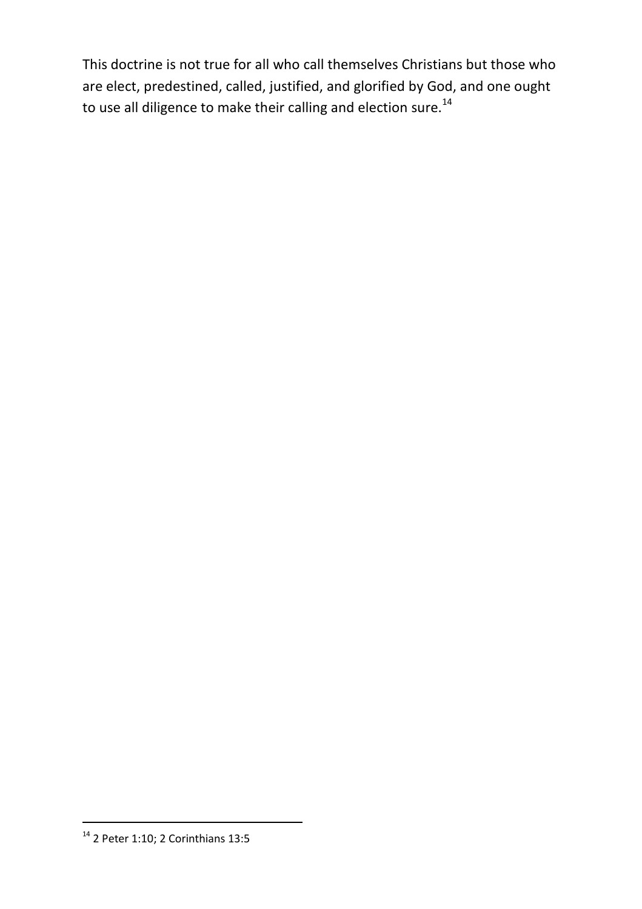This doctrine is not true for all who call themselves Christians but those who are elect, predestined, called, justified, and glorified by God, and one ought to use all diligence to make their calling and election sure.[14]

---

[14] 2 Peter 1:10; 2 Corinthians 13:5